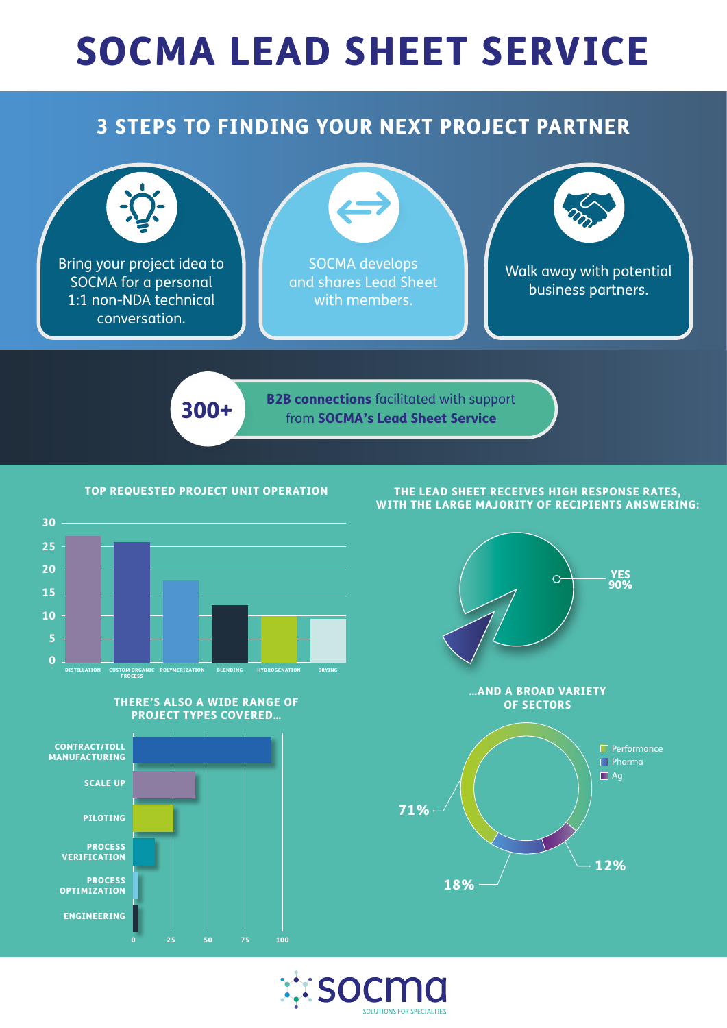# SOCMA LEAD SHEET SERVICE

## 3 STEPS TO FINDING YOUR NEXT PROJECT PARTNER

1. Bring your project idea to SOCMA for a personal 1:1 non-NDA technical conversation.
2. SOCMA develops and shares Lead Sheet with members.
3. Walk away with potential business partners.

**300+** **B2B connections** facilitated with support from **SOCMA's Lead Sheet Service**

### TOP REQUESTED PROJECT UNIT OPERATION

DISTILLATION, CUSTOM ORGANIC PROCESS, POLYMERIZATION, BLENDING, HYDROGENATION, DRYING

### THE LEAD SHEET RECEIVES HIGH RESPONSE RATES, WITH THE LARGE MAJORITY OF RECIPIENTS ANSWERING:

YES 90%

### THERE'S ALSO A WIDE RANGE OF PROJECT TYPES COVERED...

CONTRACT/TOLL MANUFACTURING, SCALE UP, PILOTING, PROCESS VERIFICATION, PROCESS OPTIMIZATION, ENGINEERING

### ...AND A BROAD VARIETY OF SECTORS

- Performance: 71%
- Pharma: 18%
- Ag: 12%

socma
SOLUTIONS FOR SPECIALTIES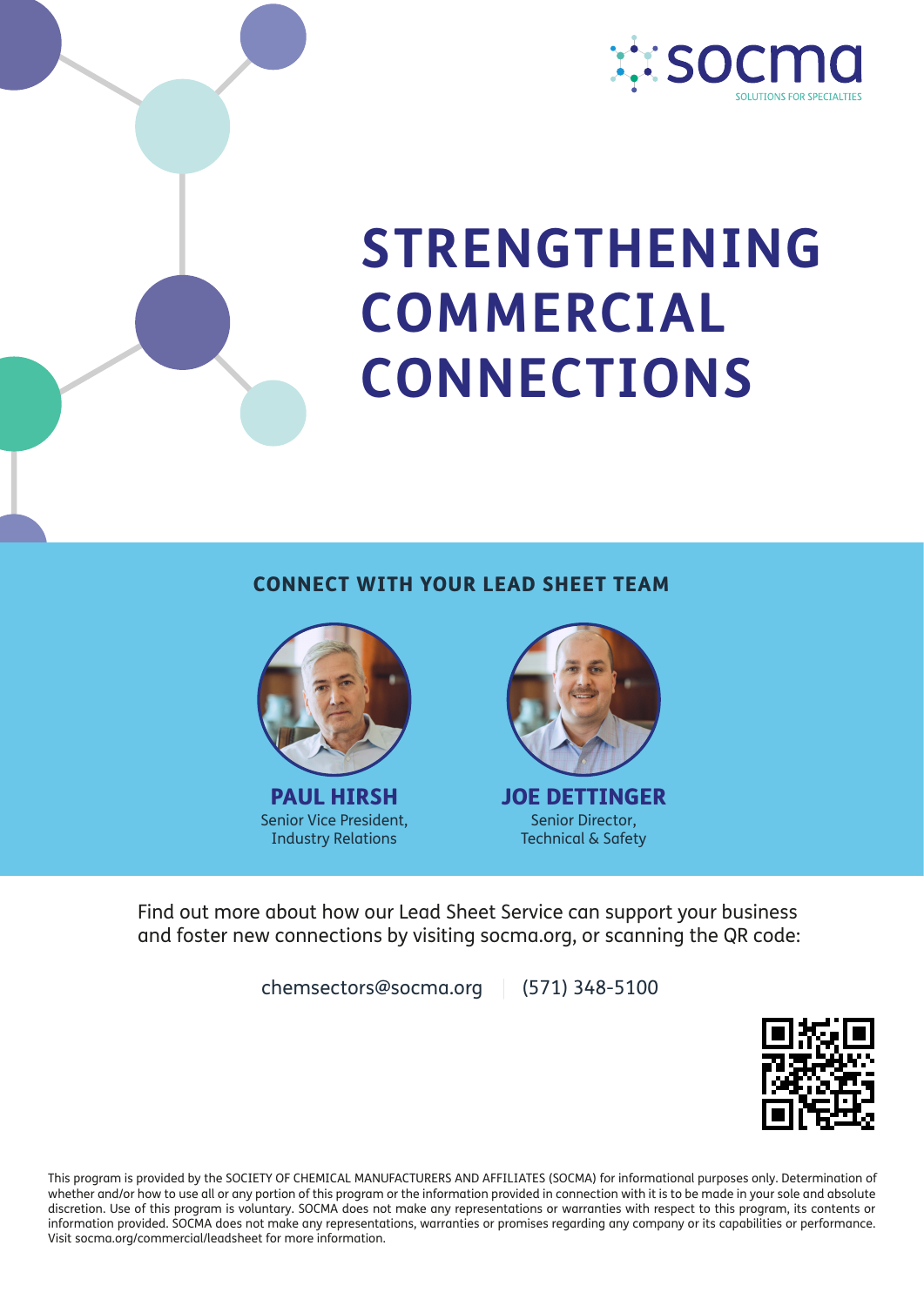socma
SOLUTIONS FOR SPECIALTIES

# STRENGTHENING COMMERCIAL CONNECTIONS

## CONNECT WITH YOUR LEAD SHEET TEAM

**PAUL HIRSH**
Senior Vice President,
Industry Relations

**JOE DETTINGER**
Senior Director,
Technical & Safety

Find out more about how our Lead Sheet Service can support your business and foster new connections by visiting socma.org, or scanning the QR code:

chemsectors@socma.org | (571) 348-5100

This program is provided by the SOCIETY OF CHEMICAL MANUFACTURERS AND AFFILIATES (SOCMA) for informational purposes only. Determination of whether and/or how to use all or any portion of this program or the information provided in connection with it is to be made in your sole and absolute discretion. Use of this program is voluntary. SOCMA does not make any representations or warranties with respect to this program, its contents or information provided. SOCMA does not make any representations, warranties or promises regarding any company or its capabilities or performance. Visit socma.org/commercial/leadsheet for more information.